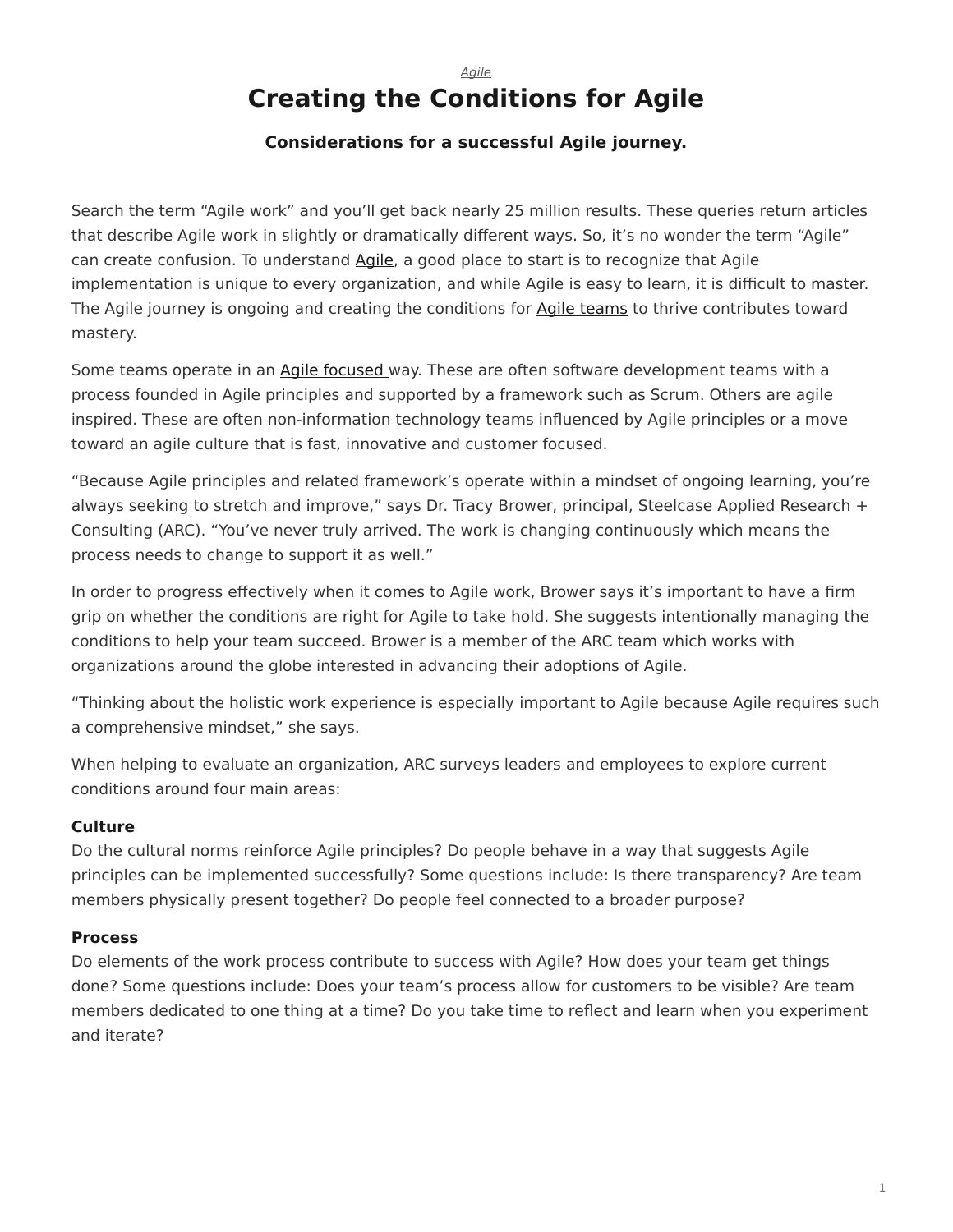*Agile*

# Creating the Conditions for Agile

### Considerations for a successful Agile journey.

Search the term “Agile work” and you’ll get back nearly 25 million results. These queries return articles that describe Agile work in slightly or dramatically different ways. So, it’s no wonder the term “Agile” can create confusion. To understand Agile, a good place to start is to recognize that Agile implementation is unique to every organization, and while Agile is easy to learn, it is difficult to master. The Agile journey is ongoing and creating the conditions for Agile teams to thrive contributes toward mastery.

Some teams operate in an Agile focused way. These are often software development teams with a process founded in Agile principles and supported by a framework such as Scrum. Others are agile inspired. These are often non-information technology teams influenced by Agile principles or a move toward an agile culture that is fast, innovative and customer focused.

“Because Agile principles and related framework’s operate within a mindset of ongoing learning, you’re always seeking to stretch and improve,” says Dr. Tracy Brower, principal, Steelcase Applied Research + Consulting (ARC). “You’ve never truly arrived. The work is changing continuously which means the process needs to change to support it as well.”

In order to progress effectively when it comes to Agile work, Brower says it’s important to have a firm grip on whether the conditions are right for Agile to take hold. She suggests intentionally managing the conditions to help your team succeed. Brower is a member of the ARC team which works with organizations around the globe interested in advancing their adoptions of Agile.

“Thinking about the holistic work experience is especially important to Agile because Agile requires such a comprehensive mindset,” she says.

When helping to evaluate an organization, ARC surveys leaders and employees to explore current conditions around four main areas:

**Culture**
Do the cultural norms reinforce Agile principles? Do people behave in a way that suggests Agile principles can be implemented successfully? Some questions include: Is there transparency? Are team members physically present together? Do people feel connected to a broader purpose?

**Process**
Do elements of the work process contribute to success with Agile? How does your team get things done? Some questions include: Does your team’s process allow for customers to be visible? Are team members dedicated to one thing at a time? Do you take time to reflect and learn when you experiment and iterate?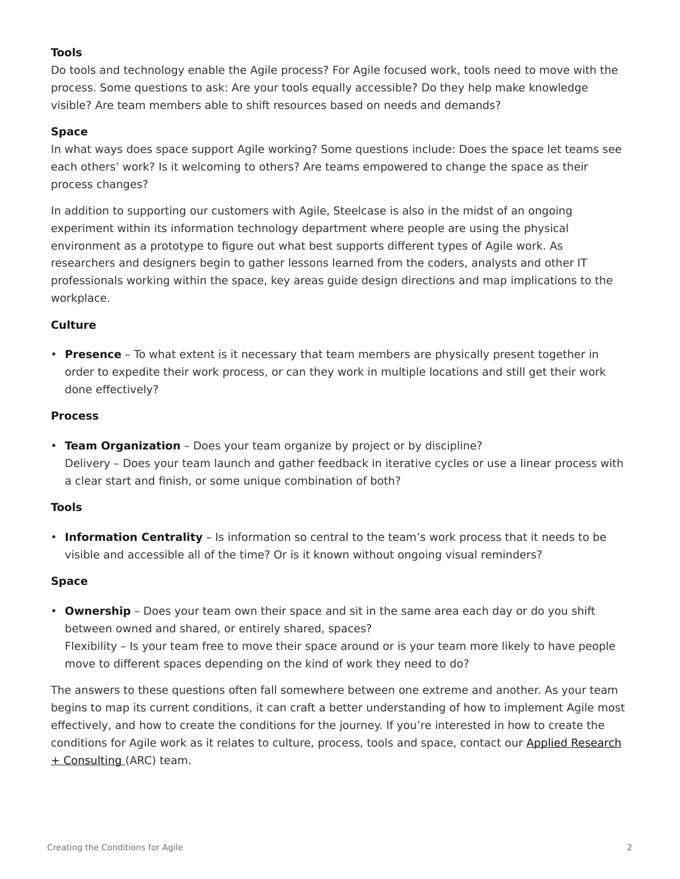**Tools**

Do tools and technology enable the Agile process? For Agile focused work, tools need to move with the process. Some questions to ask: Are your tools equally accessible? Do they help make knowledge visible? Are team members able to shift resources based on needs and demands?

**Space**

In what ways does space support Agile working? Some questions include: Does the space let teams see each others' work? Is it welcoming to others? Are teams empowered to change the space as their process changes?

In addition to supporting our customers with Agile, Steelcase is also in the midst of an ongoing experiment within its information technology department where people are using the physical environment as a prototype to figure out what best supports different types of Agile work. As researchers and designers begin to gather lessons learned from the coders, analysts and other IT professionals working within the space, key areas guide design directions and map implications to the workplace.

**Culture**

- **Presence** – To what extent is it necessary that team members are physically present together in order to expedite their work process, or can they work in multiple locations and still get their work done effectively?

**Process**

- **Team Organization** – Does your team organize by project or by discipline?
  Delivery – Does your team launch and gather feedback in iterative cycles or use a linear process with a clear start and finish, or some unique combination of both?

**Tools**

- **Information Centrality** – Is information so central to the team's work process that it needs to be visible and accessible all of the time? Or is it known without ongoing visual reminders?

**Space**

- **Ownership** – Does your team own their space and sit in the same area each day or do you shift between owned and shared, or entirely shared, spaces?
  Flexibility – Is your team free to move their space around or is your team more likely to have people move to different spaces depending on the kind of work they need to do?

The answers to these questions often fall somewhere between one extreme and another. As your team begins to map its current conditions, it can craft a better understanding of how to implement Agile most effectively, and how to create the conditions for the journey. If you're interested in how to create the conditions for Agile work as it relates to culture, process, tools and space, contact our Applied Research + Consulting (ARC) team.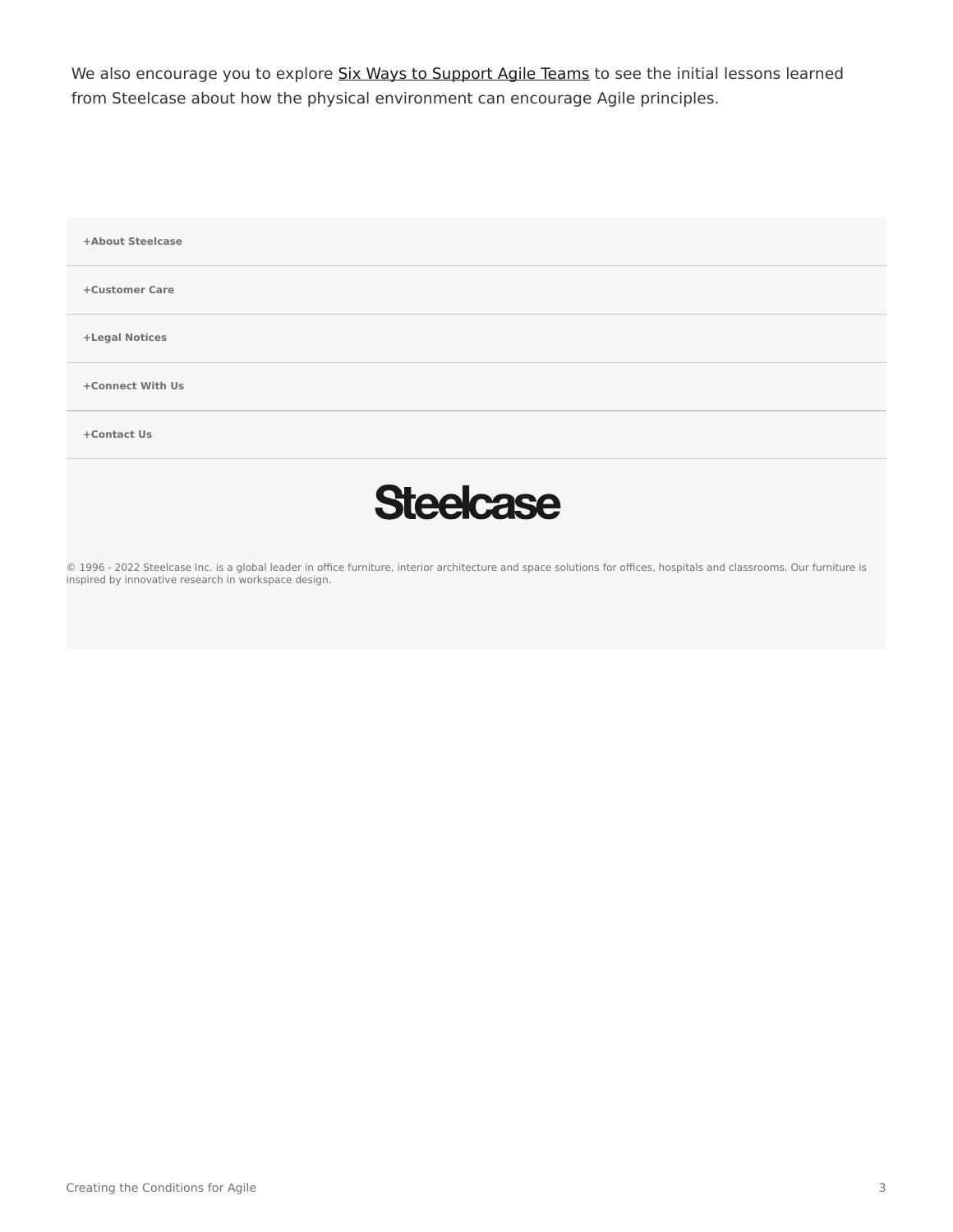We also encourage you to explore Six Ways to Support Agile Teams to see the initial lessons learned from Steelcase about how the physical environment can encourage Agile principles.

+About Steelcase

+Customer Care

+Legal Notices

+Connect With Us

+Contact Us

Steelcase

© 1996 - 2022 Steelcase Inc. is a global leader in office furniture, interior architecture and space solutions for offices, hospitals and classrooms. Our furniture is inspired by innovative research in workspace design.